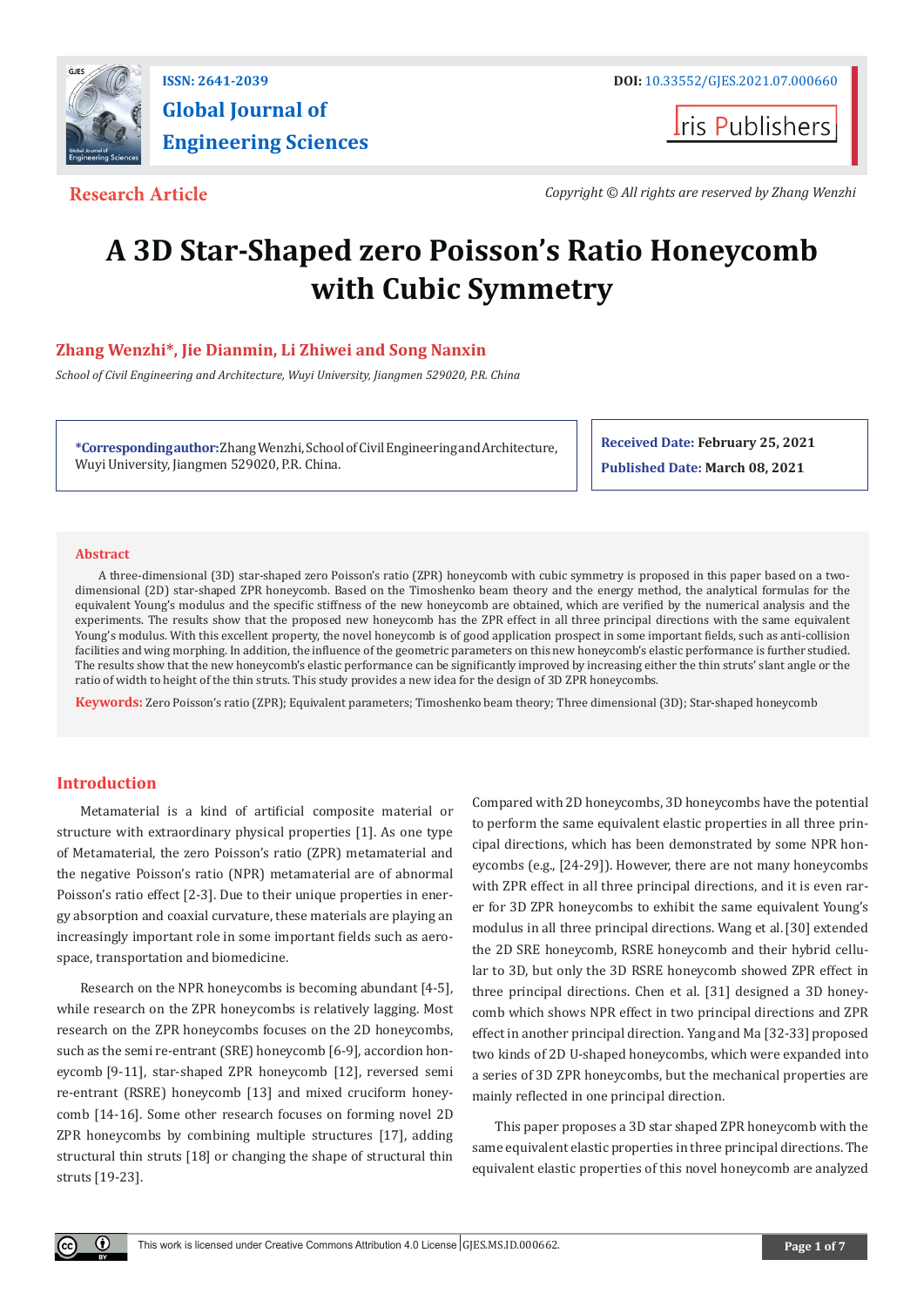Research Article

# A 3D Star-Shaped zero Poisson's Ratio Honeycomb with Cubic Symmetry

**Zhang Wenzhi*, Jie Dianmin, Li Zhiwei and Song Nanxin**

*School of Civil Engineering and Architecture, Wuyi University, Jiangmen 529020, P.R. China*

***Corresponding author:** Zhang Wenzhi, School of Civil Engineering and Architecture, Wuyi University, Jiangmen 529020, P.R. China.

**Received Date:** February 25, 2021

**Published Date:** March 08, 2021

## Abstract

A three-dimensional (3D) star-shaped zero Poisson's ratio (ZPR) honeycomb with cubic symmetry is proposed in this paper based on a two-dimensional (2D) star-shaped ZPR honeycomb. Based on the Timoshenko beam theory and the energy method, the analytical formulas for the equivalent Young's modulus and the specific stiffness of the new honeycomb are obtained, which are verified by the numerical analysis and the experiments. The results show that the proposed new honeycomb has the ZPR effect in all three principal directions with the same equivalent Young's modulus. With this excellent property, the novel honeycomb is of good application prospect in some important fields, such as anti-collision facilities and wing morphing. In addition, the influence of the geometric parameters on this new honeycomb's elastic performance is further studied. The results show that the new honeycomb's elastic performance can be significantly improved by increasing either the thin struts' slant angle or the ratio of width to height of the thin struts. This study provides a new idea for the design of 3D ZPR honeycombs.

**Keywords:** Zero Poisson's ratio (ZPR); Equivalent parameters; Timoshenko beam theory; Three dimensional (3D); Star-shaped honeycomb

## Introduction

Metamaterial is a kind of artificial composite material or structure with extraordinary physical properties [1]. As one type of Metamaterial, the zero Poisson's ratio (ZPR) metamaterial and the negative Poisson's ratio (NPR) metamaterial are of abnormal Poisson's ratio effect [2-3]. Due to their unique properties in energy absorption and coaxial curvature, these materials are playing an increasingly important role in some important fields such as aerospace, transportation and biomedicine.

Research on the NPR honeycombs is becoming abundant [4-5], while research on the ZPR honeycombs is relatively lagging. Most research on the ZPR honeycombs focuses on the 2D honeycombs, such as the semi re-entrant (SRE) honeycomb [6-9], accordion honeycomb [9-11], star-shaped ZPR honeycomb [12], reversed semi re-entrant (RSRE) honeycomb [13] and mixed cruciform honeycomb [14-16]. Some other research focuses on forming novel 2D ZPR honeycombs by combining multiple structures [17], adding structural thin struts [18] or changing the shape of structural thin struts [19-23].

Compared with 2D honeycombs, 3D honeycombs have the potential to perform the same equivalent elastic properties in all three principal directions, which has been demonstrated by some NPR honeycombs (e.g., [24-29]). However, there are not many honeycombs with ZPR effect in all three principal directions, and it is even rarer for 3D ZPR honeycombs to exhibit the same equivalent Young's modulus in all three principal directions. Wang et al. [30] extended the 2D SRE honeycomb, RSRE honeycomb and their hybrid cellular to 3D, but only the 3D RSRE honeycomb showed ZPR effect in three principal directions. Chen et al. [31] designed a 3D honeycomb which shows NPR effect in two principal directions and ZPR effect in another principal direction. Yang and Ma [32-33] proposed two kinds of 2D U-shaped honeycombs, which were expanded into a series of 3D ZPR honeycombs, but the mechanical properties are mainly reflected in one principal direction.

This paper proposes a 3D star shaped ZPR honeycomb with the same equivalent elastic properties in three principal directions. The equivalent elastic properties of this novel honeycomb are analyzed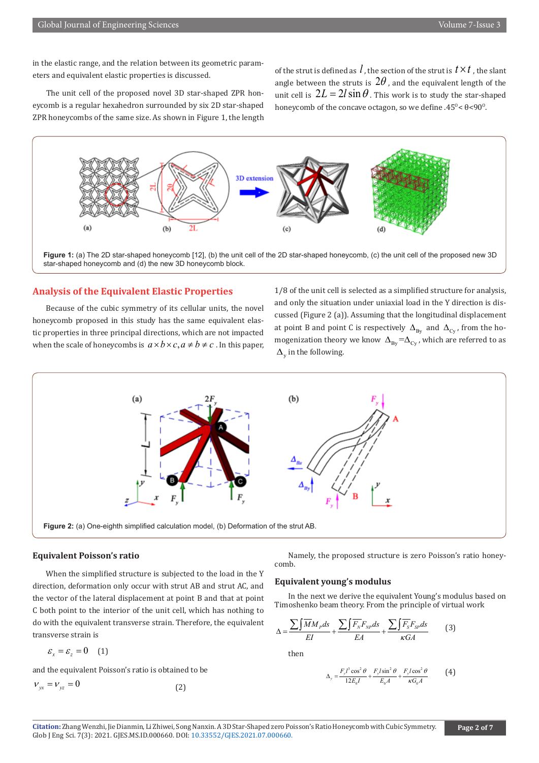in the elastic range, and the relation between its geometric parameters and equivalent elastic properties is discussed.

The unit cell of the proposed novel 3D star-shaped ZPR honeycomb is a regular hexahedron surrounded by six 2D star-shaped ZPR honeycombs of the same size. As shown in Figure 1, the length of the strut is defined as $l$, the section of the strut is $t \times t$, the slant angle between the struts is $2\theta$, and the equivalent length of the unit cell is $2L = 2l\sin\theta$. This work is to study the star-shaped honeycomb of the concave octagon, so we define $45^0 < \theta < 90^0$.

**Figure 1:** (a) The 2D star-shaped honeycomb [12], (b) the unit cell of the 2D star-shaped honeycomb, (c) the unit cell of the proposed new 3D star-shaped honeycomb and (d) the new 3D honeycomb block.

## Analysis of the Equivalent Elastic Properties

Because of the cubic symmetry of its cellular units, the novel honeycomb proposed in this study has the same equivalent elastic properties in three principal directions, which are not impacted when the scale of honeycombs is $a \times b \times c, a \neq b \neq c$. In this paper, 1/8 of the unit cell is selected as a simplified structure for analysis, and only the situation under uniaxial load in the Y direction is discussed (Figure 2 (a)). Assuming that the longitudinal displacement at point B and point C is respectively $\Delta_{By}$ and $\Delta_{Cy}$, from the homogenization theory we know $\Delta_{By} = \Delta_{Cy}$, which are referred to as $\Delta_y$ in the following.

**Figure 2:** (a) One-eighth simplified calculation model, (b) Deformation of the strut AB.

### Equivalent Poisson's ratio

When the simplified structure is subjected to the load in the Y direction, deformation only occur with strut AB and strut AC, and the vector of the lateral displacement at point B and that at point C both point to the interior of the unit cell, which has nothing to do with the equivalent transverse strain. Therefore, the equivalent transverse strain is

$$\varepsilon_x = \varepsilon_z = 0 \quad (1)$$

and the equivalent Poisson's ratio is obtained to be

$$\nu_{yx} = \nu_{yz} = 0 \quad (2)$$

Namely, the proposed structure is zero Poisson's ratio honeycomb.

### Equivalent young's modulus

In the next we derive the equivalent Young's modulus based on Timoshenko beam theory. From the principle of virtual work

$$\Delta = \frac{\sum\int \overline{M}M_P ds}{EI} + \frac{\sum\int \overline{F_N}F_{NP} ds}{EA} + \frac{\sum\int \overline{F_S}F_{SP} ds}{\kappa GA} \quad (3)$$

then

$$\Delta_y = \frac{F_y l^3 \cos^2\theta}{12E_0 I} + \frac{F_y l \sin^2\theta}{E_0 A} + \frac{F_y l \cos^2\theta}{\kappa G_0 A} \quad (4)$$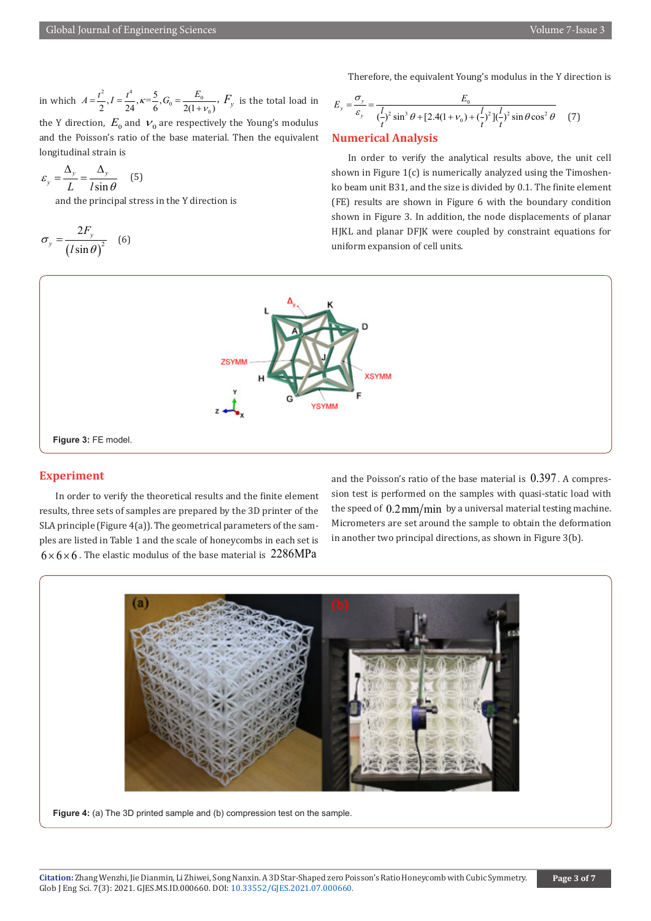in which $A = \frac{t^2}{2}, I = \frac{t^4}{24}, \kappa = \frac{5}{6}, G_0 = \frac{E_0}{2(1+\nu_0)}$, $F_y$ is the total load in the Y direction, $E_0$ and $\nu_0$ are respectively the Young's modulus and the Poisson's ratio of the base material. Then the equivalent longitudinal strain is

$$\varepsilon_y = \frac{\Delta_y}{L} = \frac{\Delta_y}{l\sin\theta} \quad (5)$$

and the principal stress in the Y direction is

$$\sigma_y = \frac{2F_y}{(l\sin\theta)^2} \quad (6)$$

Therefore, the equivalent Young's modulus in the Y direction is

$$E_y = \frac{\sigma_y}{\varepsilon_y} = \frac{E_0}{(\frac{l}{t})^2 \sin^3\theta + [2.4(1+\nu_0) + (\frac{l}{t})^2](\frac{l}{t})^2 \sin\theta\cos^2\theta} \quad (7)$$

## Numerical Analysis

In order to verify the analytical results above, the unit cell shown in Figure 1(c) is numerically analyzed using the Timoshenko beam unit B31, and the size is divided by 0.1. The finite element (FE) results are shown in Figure 6 with the boundary condition shown in Figure 3. In addition, the node displacements of planar HJKL and planar DFJK were coupled by constraint equations for uniform expansion of cell units.

**Figure 3:** FE model.

## Experiment

In order to verify the theoretical results and the finite element results, three sets of samples are prepared by the 3D printer of the SLA principle (Figure 4(a)). The geometrical parameters of the samples are listed in Table 1 and the scale of honeycombs in each set is $6\times6\times6$. The elastic modulus of the base material is $2286\text{MPa}$ and the Poisson's ratio of the base material is $0.397$. A compression test is performed on the samples with quasi-static load with the speed of $0.2\,\text{mm/min}$ by a universal material testing machine. Micrometers are set around the sample to obtain the deformation in another two principal directions, as shown in Figure 3(b).

**Figure 4:** (a) The 3D printed sample and (b) compression test on the sample.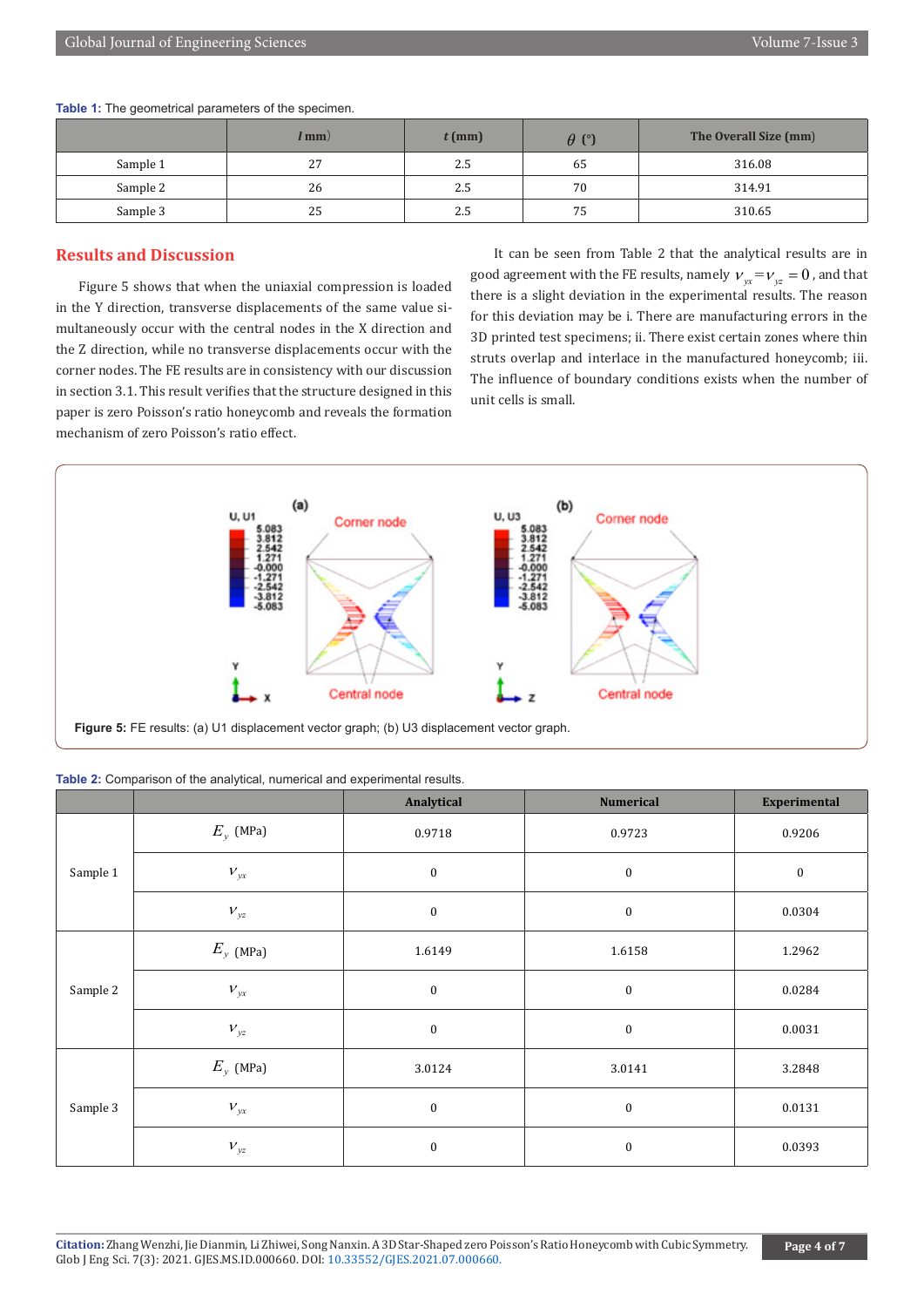**Table 1:** The geometrical parameters of the specimen.

| | $l$ mm) | $t$ (mm) | $\theta$ (°) | The Overall Size (mm) |
|---|---|---|---|---|
| Sample 1 | 27 | 2.5 | 65 | 316.08 |
| Sample 2 | 26 | 2.5 | 70 | 314.91 |
| Sample 3 | 25 | 2.5 | 75 | 310.65 |

## Results and Discussion

Figure 5 shows that when the uniaxial compression is loaded in the Y direction, transverse displacements of the same value simultaneously occur with the central nodes in the X direction and the Z direction, while no transverse displacements occur with the corner nodes. The FE results are in consistency with our discussion in section 3.1. This result verifies that the structure designed in this paper is zero Poisson's ratio honeycomb and reveals the formation mechanism of zero Poisson's ratio effect.

It can be seen from Table 2 that the analytical results are in good agreement with the FE results, namely $\nu_{yx} = \nu_{yz} = 0$, and that there is a slight deviation in the experimental results. The reason for this deviation may be i. There are manufacturing errors in the 3D printed test specimens; ii. There exist certain zones where thin struts overlap and interlace in the manufactured honeycomb; iii. The influence of boundary conditions exists when the number of unit cells is small.

**Figure 5:** FE results: (a) U1 displacement vector graph; (b) U3 displacement vector graph.

**Table 2:** Comparison of the analytical, numerical and experimental results.

| | | Analytical | Numerical | Experimental |
|---|---|---|---|---|
| Sample 1 | $E_y$ (MPa) | 0.9718 | 0.9723 | 0.9206 |
| | $\nu_{yx}$ | 0 | 0 | 0 |
| | $\nu_{yz}$ | 0 | 0 | 0.0304 |
| Sample 2 | $E_y$ (MPa) | 1.6149 | 1.6158 | 1.2962 |
| | $\nu_{yx}$ | 0 | 0 | 0.0284 |
| | $\nu_{yz}$ | 0 | 0 | 0.0031 |
| Sample 3 | $E_y$ (MPa) | 3.0124 | 3.0141 | 3.2848 |
| | $\nu_{yx}$ | 0 | 0 | 0.0131 |
| | $\nu_{yz}$ | 0 | 0 | 0.0393 |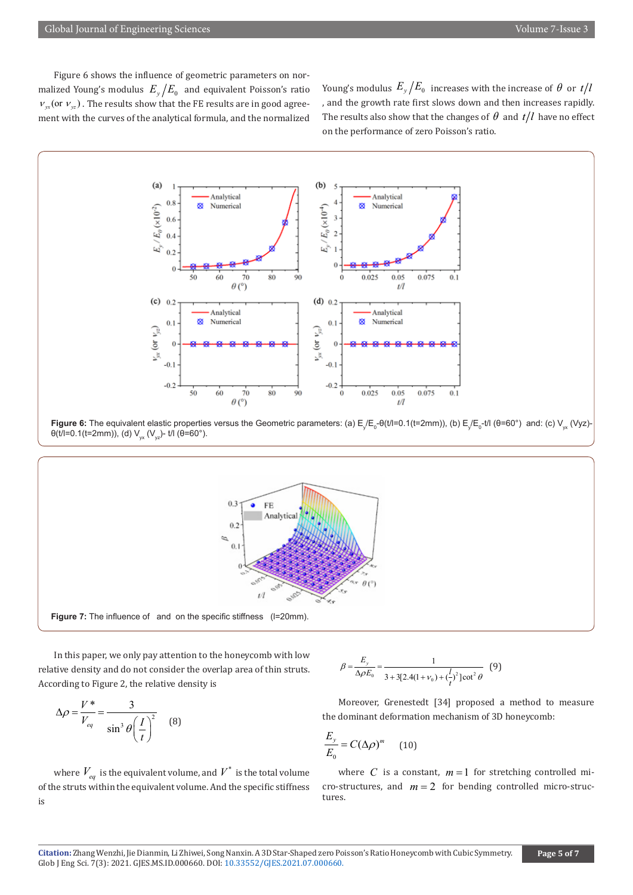Figure 6 shows the influence of geometric parameters on normalized Young's modulus $E_y/E_0$ and equivalent Poisson's ratio $\nu_{yx}$(or $\nu_{yz}$). The results show that the FE results are in good agreement with the curves of the analytical formula, and the normalized Young's modulus $E_y/E_0$ increases with the increase of $\theta$ or $t/l$, and the growth rate first slows down and then increases rapidly. The results also show that the changes of $\theta$ and $t/l$ have no effect on the performance of zero Poisson's ratio.

**Figure 6:** The equivalent elastic properties versus the Geometric parameters: (a) $E_y/E_0$-θ(t/l=0.1(t=2mm)), (b) $E_y/E_0$-t/l (θ=60°) and: (c) $V_{yx}$ (Vyz)-θ(t/l=0.1(t=2mm)), (d) $V_{yx}$ ($V_{yz}$)- t/l (θ=60°).

**Figure 7:** The influence of and on the specific stiffness (l=20mm).

In this paper, we only pay attention to the honeycomb with low relative density and do not consider the overlap area of thin struts. According to Figure 2, the relative density is

$$\Delta\rho = \frac{V^*}{V_{eq}} = \frac{3}{\sin^3\theta\left(\frac{l}{t}\right)^2} \quad (8)$$

where $V_{eq}$ is the equivalent volume, and $V^*$ is the total volume of the struts within the equivalent volume. And the specific stiffness is

$$\beta = \frac{E_y}{\Delta\rho E_0} = \frac{1}{3+3[2.4(1+\nu_0)+(\frac{l}{t})^2]\cot^2\theta} \quad (9)$$

Moreover, Grenestedt [34] proposed a method to measure the dominant deformation mechanism of 3D honeycomb:

$$\frac{E_y}{E_0} = C(\Delta\rho)^m \quad (10)$$

where $C$ is a constant, $m=1$ for stretching controlled micro-structures, and $m=2$ for bending controlled micro-structures.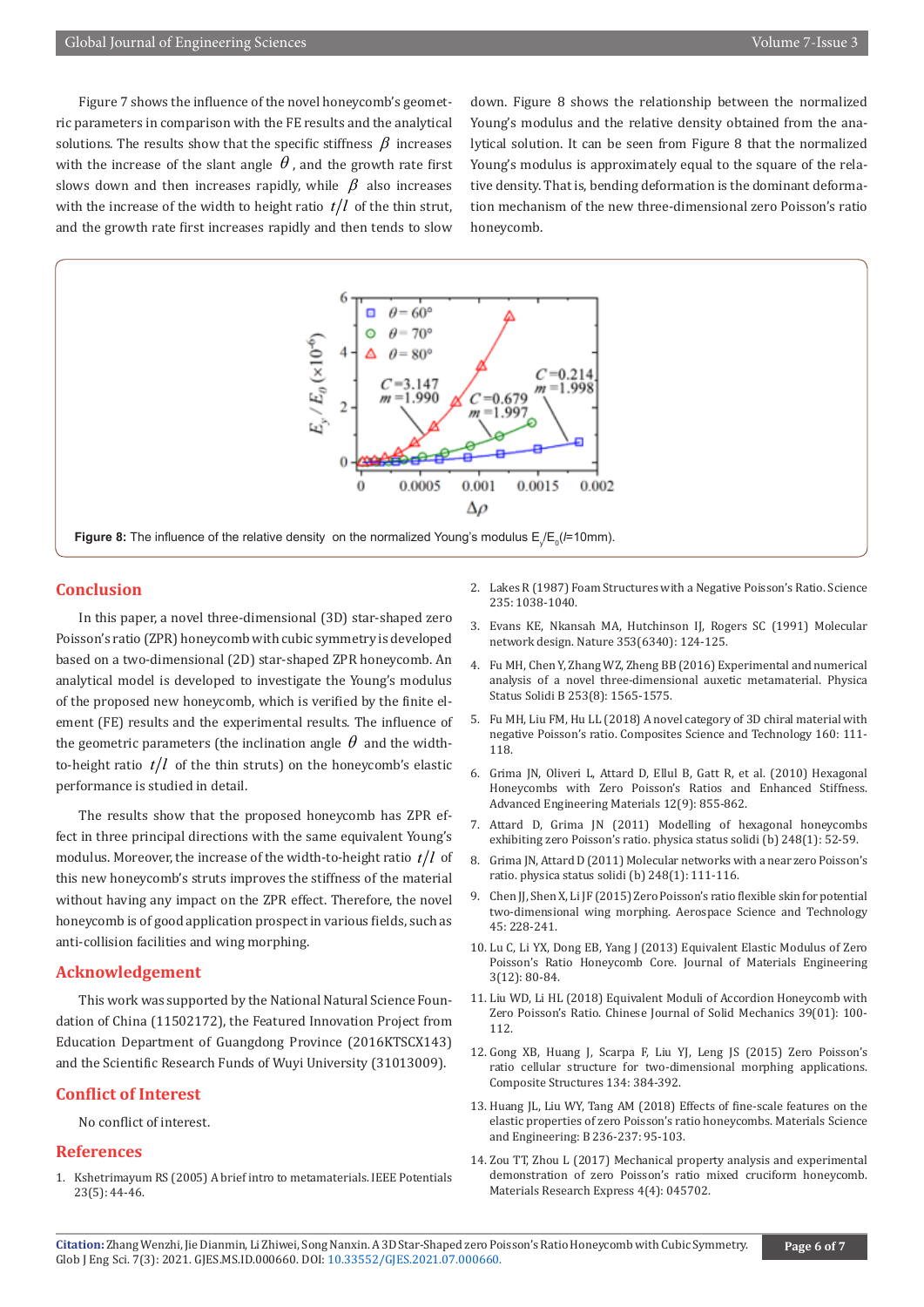Figure 7 shows the influence of the novel honeycomb's geometric parameters in comparison with the FE results and the analytical solutions. The results show that the specific stiffness $\beta$ increases with the increase of the slant angle $\theta$, and the growth rate first slows down and then increases rapidly, while $\beta$ also increases with the increase of the width to height ratio $t/l$ of the thin strut, and the growth rate first increases rapidly and then tends to slow down. Figure 8 shows the relationship between the normalized Young's modulus and the relative density obtained from the analytical solution. It can be seen from Figure 8 that the normalized Young's modulus is approximately equal to the square of the relative density. That is, bending deformation is the dominant deformation mechanism of the new three-dimensional zero Poisson's ratio honeycomb.

**Figure 8:** The influence of the relative density on the normalized Young's modulus $E_y/E_0$($l$=10mm).

## Conclusion

In this paper, a novel three-dimensional (3D) star-shaped zero Poisson's ratio (ZPR) honeycomb with cubic symmetry is developed based on a two-dimensional (2D) star-shaped ZPR honeycomb. An analytical model is developed to investigate the Young's modulus of the proposed new honeycomb, which is verified by the finite element (FE) results and the experimental results. The influence of the geometric parameters (the inclination angle $\theta$ and the width-to-height ratio $t/l$ of the thin struts) on the honeycomb's elastic performance is studied in detail.

The results show that the proposed honeycomb has ZPR effect in three principal directions with the same equivalent Young's modulus. Moreover, the increase of the width-to-height ratio $t/l$ of this new honeycomb's struts improves the stiffness of the material without having any impact on the ZPR effect. Therefore, the novel honeycomb is of good application prospect in various fields, such as anti-collision facilities and wing morphing.

## Acknowledgement

This work was supported by the National Natural Science Foundation of China (11502172), the Featured Innovation Project from Education Department of Guangdong Province (2016KTSCX143) and the Scientific Research Funds of Wuyi University (31013009).

## Conflict of Interest

No conflict of interest.

## References

1. Kshetrimayum RS (2005) A brief intro to metamaterials. IEEE Potentials 23(5): 44-46.
2. Lakes R (1987) Foam Structures with a Negative Poisson's Ratio. Science 235: 1038-1040.
3. Evans KE, Nkansah MA, Hutchinson IJ, Rogers SC (1991) Molecular network design. Nature 353(6340): 124-125.
4. Fu MH, Chen Y, Zhang WZ, Zheng BB (2016) Experimental and numerical analysis of a novel three-dimensional auxetic metamaterial. Physica Status Solidi B 253(8): 1565-1575.
5. Fu MH, Liu FM, Hu LL (2018) A novel category of 3D chiral material with negative Poisson's ratio. Composites Science and Technology 160: 111-118.
6. Grima JN, Oliveri L, Attard D, Ellul B, Gatt R, et al. (2010) Hexagonal Honeycombs with Zero Poisson's Ratios and Enhanced Stiffness. Advanced Engineering Materials 12(9): 855-862.
7. Attard D, Grima JN (2011) Modelling of hexagonal honeycombs exhibiting zero Poisson's ratio. physica status solidi (b) 248(1): 52-59.
8. Grima JN, Attard D (2011) Molecular networks with a near zero Poisson's ratio. physica status solidi (b) 248(1): 111-116.
9. Chen JJ, Shen X, Li JF (2015) Zero Poisson's ratio flexible skin for potential two-dimensional wing morphing. Aerospace Science and Technology 45: 228-241.
10. Lu C, Li YX, Dong EB, Yang J (2013) Equivalent Elastic Modulus of Zero Poisson's Ratio Honeycomb Core. Journal of Materials Engineering 3(12): 80-84.
11. Liu WD, Li HL (2018) Equivalent Moduli of Accordion Honeycomb with Zero Poisson's Ratio. Chinese Journal of Solid Mechanics 39(01): 100-112.
12. Gong XB, Huang J, Scarpa F, Liu YJ, Leng JS (2015) Zero Poisson's ratio cellular structure for two-dimensional morphing applications. Composite Structures 134: 384-392.
13. Huang JL, Liu WY, Tang AM (2018) Effects of fine-scale features on the elastic properties of zero Poisson's ratio honeycombs. Materials Science and Engineering: B 236-237: 95-103.
14. Zou TT, Zhou L (2017) Mechanical property analysis and experimental demonstration of zero Poisson's ratio mixed cruciform honeycomb. Materials Research Express 4(4): 045702.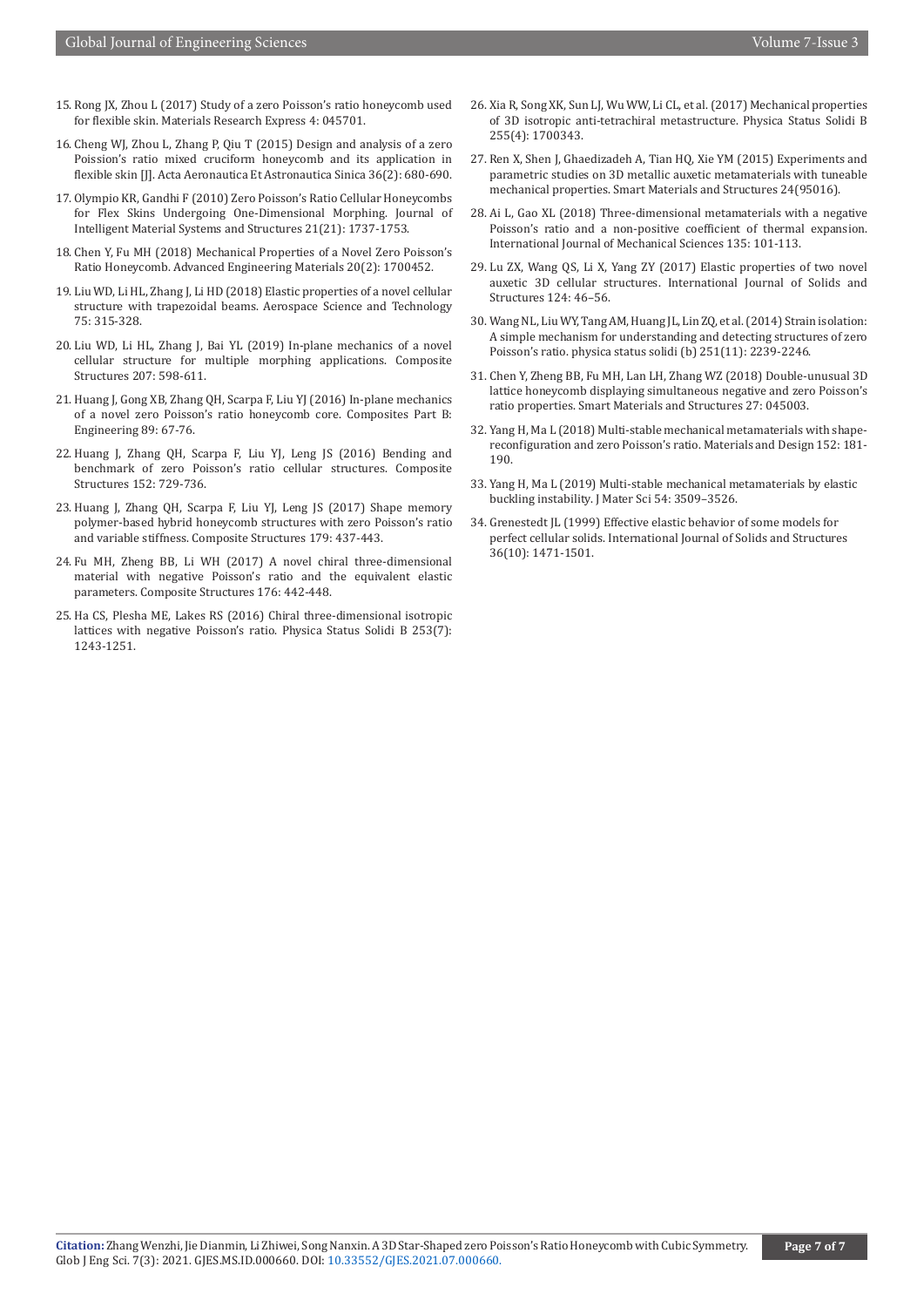15. Rong JX, Zhou L (2017) Study of a zero Poisson's ratio honeycomb used for flexible skin. Materials Research Express 4: 045701.
16. Cheng WJ, Zhou L, Zhang P, Qiu T (2015) Design and analysis of a zero Poission's ratio mixed cruciform honeycomb and its application in flexible skin [J]. Acta Aeronautica Et Astronautica Sinica 36(2): 680-690.
17. Olympio KR, Gandhi F (2010) Zero Poisson's Ratio Cellular Honeycombs for Flex Skins Undergoing One-Dimensional Morphing. Journal of Intelligent Material Systems and Structures 21(21): 1737-1753.
18. Chen Y, Fu MH (2018) Mechanical Properties of a Novel Zero Poisson's Ratio Honeycomb. Advanced Engineering Materials 20(2): 1700452.
19. Liu WD, Li HL, Zhang J, Li HD (2018) Elastic properties of a novel cellular structure with trapezoidal beams. Aerospace Science and Technology 75: 315-328.
20. Liu WD, Li HL, Zhang J, Bai YL (2019) In-plane mechanics of a novel cellular structure for multiple morphing applications. Composite Structures 207: 598-611.
21. Huang J, Gong XB, Zhang QH, Scarpa F, Liu YJ (2016) In-plane mechanics of a novel zero Poisson's ratio honeycomb core. Composites Part B: Engineering 89: 67-76.
22. Huang J, Zhang QH, Scarpa F, Liu YJ, Leng JS (2016) Bending and benchmark of zero Poisson's ratio cellular structures. Composite Structures 152: 729-736.
23. Huang J, Zhang QH, Scarpa F, Liu YJ, Leng JS (2017) Shape memory polymer-based hybrid honeycomb structures with zero Poisson's ratio and variable stiffness. Composite Structures 179: 437-443.
24. Fu MH, Zheng BB, Li WH (2017) A novel chiral three-dimensional material with negative Poisson's ratio and the equivalent elastic parameters. Composite Structures 176: 442-448.
25. Ha CS, Plesha ME, Lakes RS (2016) Chiral three-dimensional isotropic lattices with negative Poisson's ratio. Physica Status Solidi B 253(7): 1243-1251.
26. Xia R, Song XK, Sun LJ, Wu WW, Li CL, et al. (2017) Mechanical properties of 3D isotropic anti-tetrachiral metastructure. Physica Status Solidi B 255(4): 1700343.
27. Ren X, Shen J, Ghaedizadeh A, Tian HQ, Xie YM (2015) Experiments and parametric studies on 3D metallic auxetic metamaterials with tuneable mechanical properties. Smart Materials and Structures 24(95016).
28. Ai L, Gao XL (2018) Three-dimensional metamaterials with a negative Poisson's ratio and a non-positive coefficient of thermal expansion. International Journal of Mechanical Sciences 135: 101-113.
29. Lu ZX, Wang QS, Li X, Yang ZY (2017) Elastic properties of two novel auxetic 3D cellular structures. International Journal of Solids and Structures 124: 46–56.
30. Wang NL, Liu WY, Tang AM, Huang JL, Lin ZQ, et al. (2014) Strain isolation: A simple mechanism for understanding and detecting structures of zero Poisson's ratio. physica status solidi (b) 251(11): 2239-2246.
31. Chen Y, Zheng BB, Fu MH, Lan LH, Zhang WZ (2018) Double-unusual 3D lattice honeycomb displaying simultaneous negative and zero Poisson's ratio properties. Smart Materials and Structures 27: 045003.
32. Yang H, Ma L (2018) Multi-stable mechanical metamaterials with shape-reconfiguration and zero Poisson's ratio. Materials and Design 152: 181-190.
33. Yang H, Ma L (2019) Multi-stable mechanical metamaterials by elastic buckling instability. J Mater Sci 54: 3509–3526.
34. Grenestedt JL (1999) Effective elastic behavior of some models for perfect cellular solids. International Journal of Solids and Structures 36(10): 1471-1501.